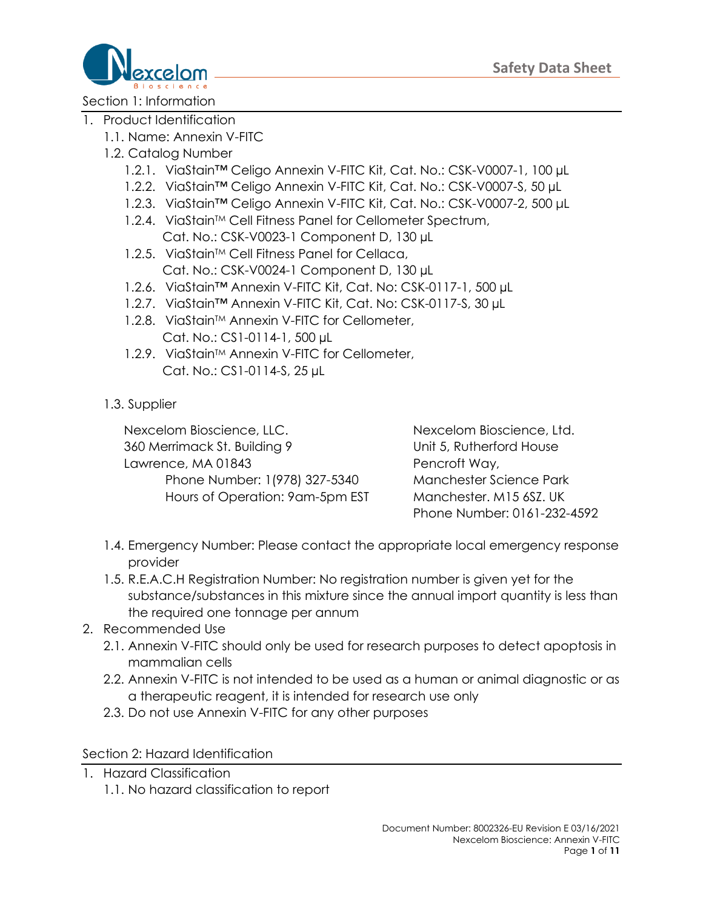# Safety Data Sheet

## Section 1: Information

1. Product Identification
   1.1. Name: Annexin V-FITC
   1.2. Catalog Number
      1.2.1. ViaStain™ Celigo Annexin V-FITC Kit, Cat. No.: CSK-V0007-1, 100 µL
      1.2.2. ViaStain™ Celigo Annexin V-FITC Kit, Cat. No.: CSK-V0007-S, 50 µL
      1.2.3. ViaStain™ Celigo Annexin V-FITC Kit, Cat. No.: CSK-V0007-2, 500 µL
      1.2.4. ViaStain™ Cell Fitness Panel for Cellometer Spectrum, Cat. No.: CSK-V0023-1 Component D, 130 µL
      1.2.5. ViaStain™ Cell Fitness Panel for Cellaca, Cat. No.: CSK-V0024-1 Component D, 130 µL
      1.2.6. ViaStain™ Annexin V-FITC Kit, Cat. No: CSK-0117-1, 500 µL
      1.2.7. ViaStain™ Annexin V-FITC Kit, Cat. No: CSK-0117-S, 30 µL
      1.2.8. ViaStain™ Annexin V-FITC for Cellometer, Cat. No.: CS1-0114-1, 500 µL
      1.2.9. ViaStain™ Annexin V-FITC for Cellometer, Cat. No.: CS1-0114-S, 25 µL

   1.3. Supplier

   Nexcelom Bioscience, LLC.
   360 Merrimack St. Building 9
   Lawrence, MA 01843
   Phone Number: 1(978) 327-5340
   Hours of Operation: 9am-5pm EST

   Nexcelom Bioscience, Ltd.
   Unit 5, Rutherford House
   Pencroft Way,
   Manchester Science Park
   Manchester. M15 6SZ. UK
   Phone Number: 0161-232-4592

   1.4. Emergency Number: Please contact the appropriate local emergency response provider
   1.5. R.E.A.C.H Registration Number: No registration number is given yet for the substance/substances in this mixture since the annual import quantity is less than the required one tonnage per annum
2. Recommended Use
   2.1. Annexin V-FITC should only be used for research purposes to detect apoptosis in mammalian cells
   2.2. Annexin V-FITC is not intended to be used as a human or animal diagnostic or as a therapeutic reagent, it is intended for research use only
   2.3. Do not use Annexin V-FITC for any other purposes

## Section 2: Hazard Identification

1. Hazard Classification
   1.1. No hazard classification to report

Document Number: 8002326-EU Revision E 03/16/2021
Nexcelom Bioscience: Annexin V-FITC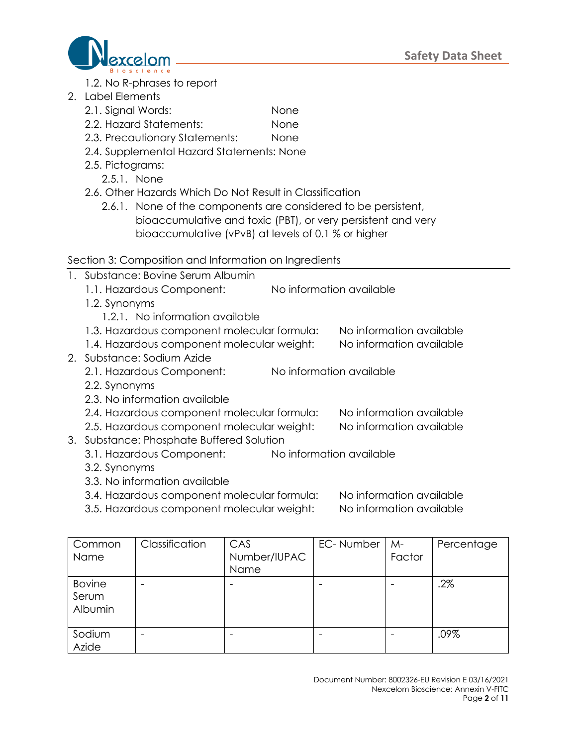1.2. No R-phrases to report

2. Label Elements
   - 2.1. Signal Words: None
   - 2.2. Hazard Statements: None
   - 2.3. Precautionary Statements: None
   - 2.4. Supplemental Hazard Statements: None
   - 2.5. Pictograms:
     - 2.5.1. None
   - 2.6. Other Hazards Which Do Not Result in Classification
     - 2.6.1. None of the components are considered to be persistent, bioaccumulative and toxic (PBT), or very persistent and very bioaccumulative (vPvB) at levels of 0.1 % or higher

## Section 3: Composition and Information on Ingredients

1. Substance: Bovine Serum Albumin
   - 1.1. Hazardous Component: No information available
   - 1.2. Synonyms
     - 1.2.1. No information available
   - 1.3. Hazardous component molecular formula: No information available
   - 1.4. Hazardous component molecular weight: No information available
2. Substance: Sodium Azide
   - 2.1. Hazardous Component: No information available
   - 2.2. Synonyms
   - 2.3. No information available
   - 2.4. Hazardous component molecular formula: No information available
   - 2.5. Hazardous component molecular weight: No information available
3. Substance: Phosphate Buffered Solution
   - 3.1. Hazardous Component: No information available
   - 3.2. Synonyms
   - 3.3. No information available
   - 3.4. Hazardous component molecular formula: No information available
   - 3.5. Hazardous component molecular weight: No information available

| Common Name | Classification | CAS Number/IUPAC Name | EC- Number | M-Factor | Percentage |
|---|---|---|---|---|---|
| Bovine Serum Albumin | - | - | - | - | .2% |
| Sodium Azide | - | - | - | - | .09% |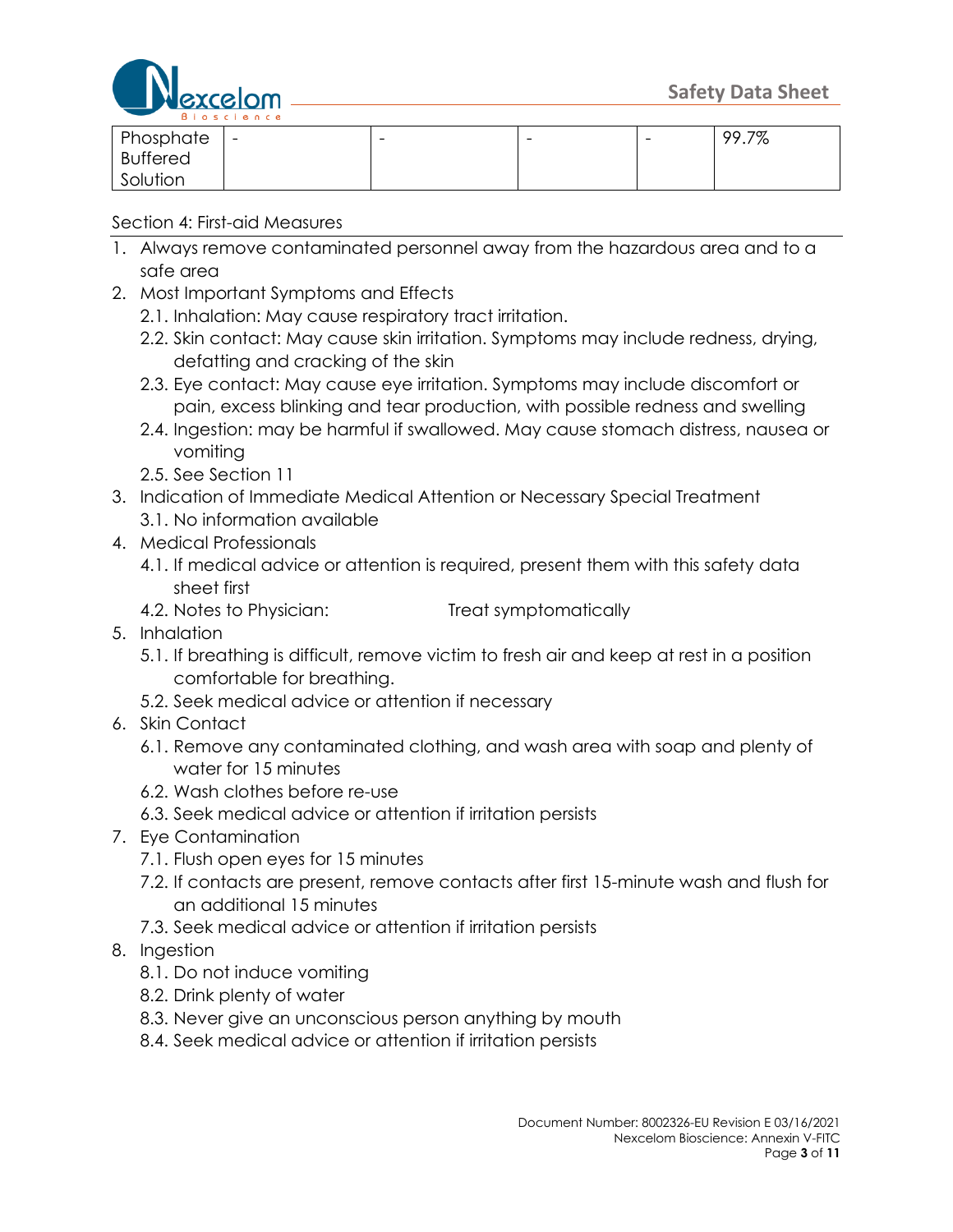| Phosphate Buffered Solution | - | - | - | - | 99.7% |
|---|---|---|---|---|---|

Section 4: First-aid Measures

1. Always remove contaminated personnel away from the hazardous area and to a safe area
2. Most Important Symptoms and Effects
   2.1. Inhalation: May cause respiratory tract irritation.
   2.2. Skin contact: May cause skin irritation. Symptoms may include redness, drying, defatting and cracking of the skin
   2.3. Eye contact: May cause eye irritation. Symptoms may include discomfort or pain, excess blinking and tear production, with possible redness and swelling
   2.4. Ingestion: may be harmful if swallowed. May cause stomach distress, nausea or vomiting
   2.5. See Section 11
3. Indication of Immediate Medical Attention or Necessary Special Treatment
   3.1. No information available
4. Medical Professionals
   4.1. If medical advice or attention is required, present them with this safety data sheet first
   4.2. Notes to Physician: Treat symptomatically
5. Inhalation
   5.1. If breathing is difficult, remove victim to fresh air and keep at rest in a position comfortable for breathing.
   5.2. Seek medical advice or attention if necessary
6. Skin Contact
   6.1. Remove any contaminated clothing, and wash area with soap and plenty of water for 15 minutes
   6.2. Wash clothes before re-use
   6.3. Seek medical advice or attention if irritation persists
7. Eye Contamination
   7.1. Flush open eyes for 15 minutes
   7.2. If contacts are present, remove contacts after first 15-minute wash and flush for an additional 15 minutes
   7.3. Seek medical advice or attention if irritation persists
8. Ingestion
   8.1. Do not induce vomiting
   8.2. Drink plenty of water
   8.3. Never give an unconscious person anything by mouth
   8.4. Seek medical advice or attention if irritation persists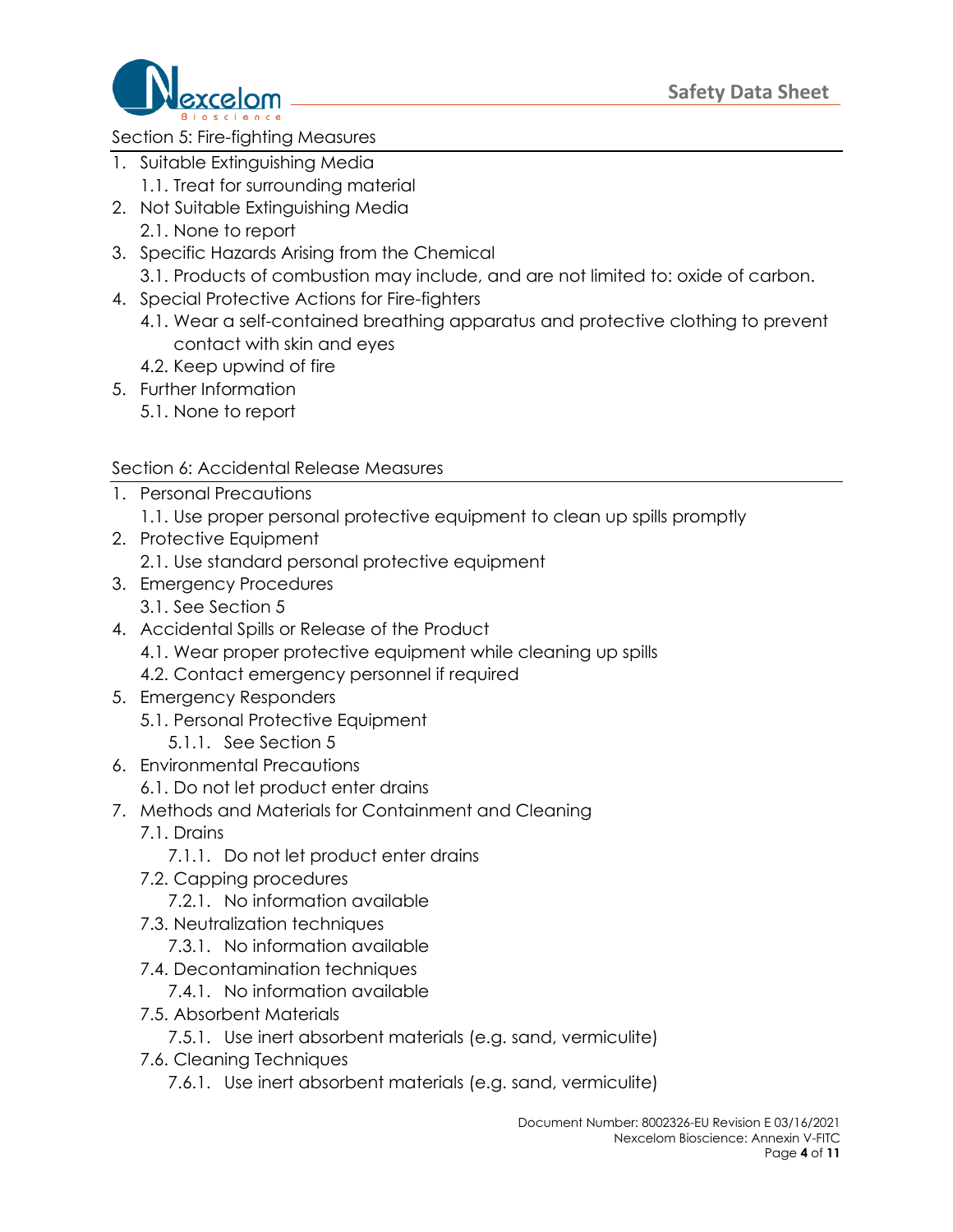## Section 5: Fire-fighting Measures

1. Suitable Extinguishing Media
    1.1. Treat for surrounding material
2. Not Suitable Extinguishing Media
    2.1. None to report
3. Specific Hazards Arising from the Chemical
    3.1. Products of combustion may include, and are not limited to: oxide of carbon.
4. Special Protective Actions for Fire-fighters
    4.1. Wear a self-contained breathing apparatus and protective clothing to prevent contact with skin and eyes
    4.2. Keep upwind of fire
5. Further Information
    5.1. None to report

## Section 6: Accidental Release Measures

1. Personal Precautions
    1.1. Use proper personal protective equipment to clean up spills promptly
2. Protective Equipment
    2.1. Use standard personal protective equipment
3. Emergency Procedures
    3.1. See Section 5
4. Accidental Spills or Release of the Product
    4.1. Wear proper protective equipment while cleaning up spills
    4.2. Contact emergency personnel if required
5. Emergency Responders
    5.1. Personal Protective Equipment
        5.1.1. See Section 5
6. Environmental Precautions
    6.1. Do not let product enter drains
7. Methods and Materials for Containment and Cleaning
    7.1. Drains
        7.1.1. Do not let product enter drains
    7.2. Capping procedures
        7.2.1. No information available
    7.3. Neutralization techniques
        7.3.1. No information available
    7.4. Decontamination techniques
        7.4.1. No information available
    7.5. Absorbent Materials
        7.5.1. Use inert absorbent materials (e.g. sand, vermiculite)
    7.6. Cleaning Techniques
        7.6.1. Use inert absorbent materials (e.g. sand, vermiculite)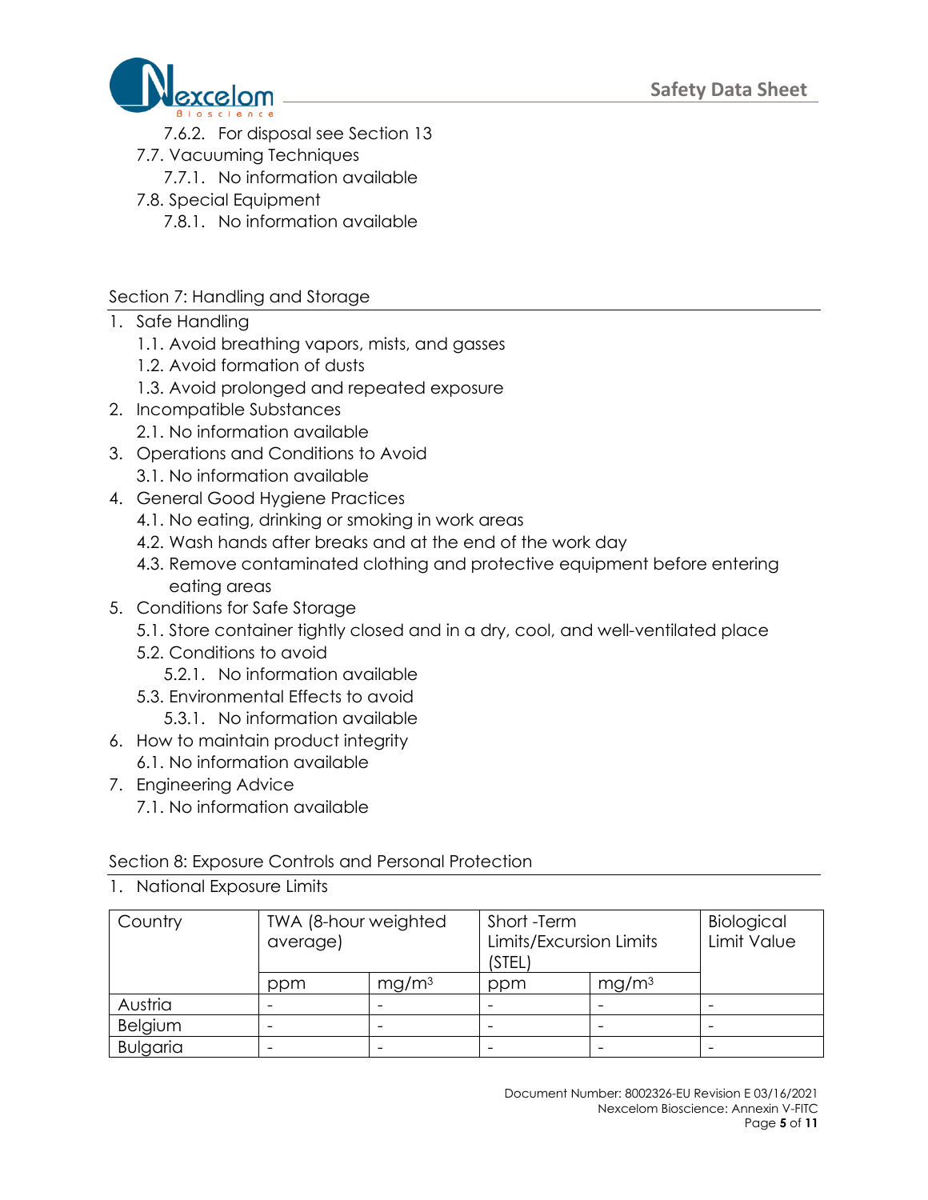7.6.2. For disposal see Section 13

7.7. Vacuuming Techniques

7.7.1. No information available

7.8. Special Equipment

7.8.1. No information available

## Section 7: Handling and Storage

1. Safe Handling
   1.1. Avoid breathing vapors, mists, and gasses
   1.2. Avoid formation of dusts
   1.3. Avoid prolonged and repeated exposure
2. Incompatible Substances
   2.1. No information available
3. Operations and Conditions to Avoid
   3.1. No information available
4. General Good Hygiene Practices
   4.1. No eating, drinking or smoking in work areas
   4.2. Wash hands after breaks and at the end of the work day
   4.3. Remove contaminated clothing and protective equipment before entering eating areas
5. Conditions for Safe Storage
   5.1. Store container tightly closed and in a dry, cool, and well-ventilated place
   5.2. Conditions to avoid
      5.2.1. No information available
   5.3. Environmental Effects to avoid
      5.3.1. No information available
6. How to maintain product integrity
   6.1. No information available
7. Engineering Advice
   7.1. No information available

## Section 8: Exposure Controls and Personal Protection

1. National Exposure Limits

| Country | TWA (8-hour weighted average) | | Short -Term Limits/Excursion Limits (STEL) | | Biological Limit Value |
|---|---|---|---|---|---|
| | ppm | mg/m³ | ppm | mg/m³ | |
| Austria | - | - | - | - | - |
| Belgium | - | - | - | - | - |
| Bulgaria | - | - | - | - | - |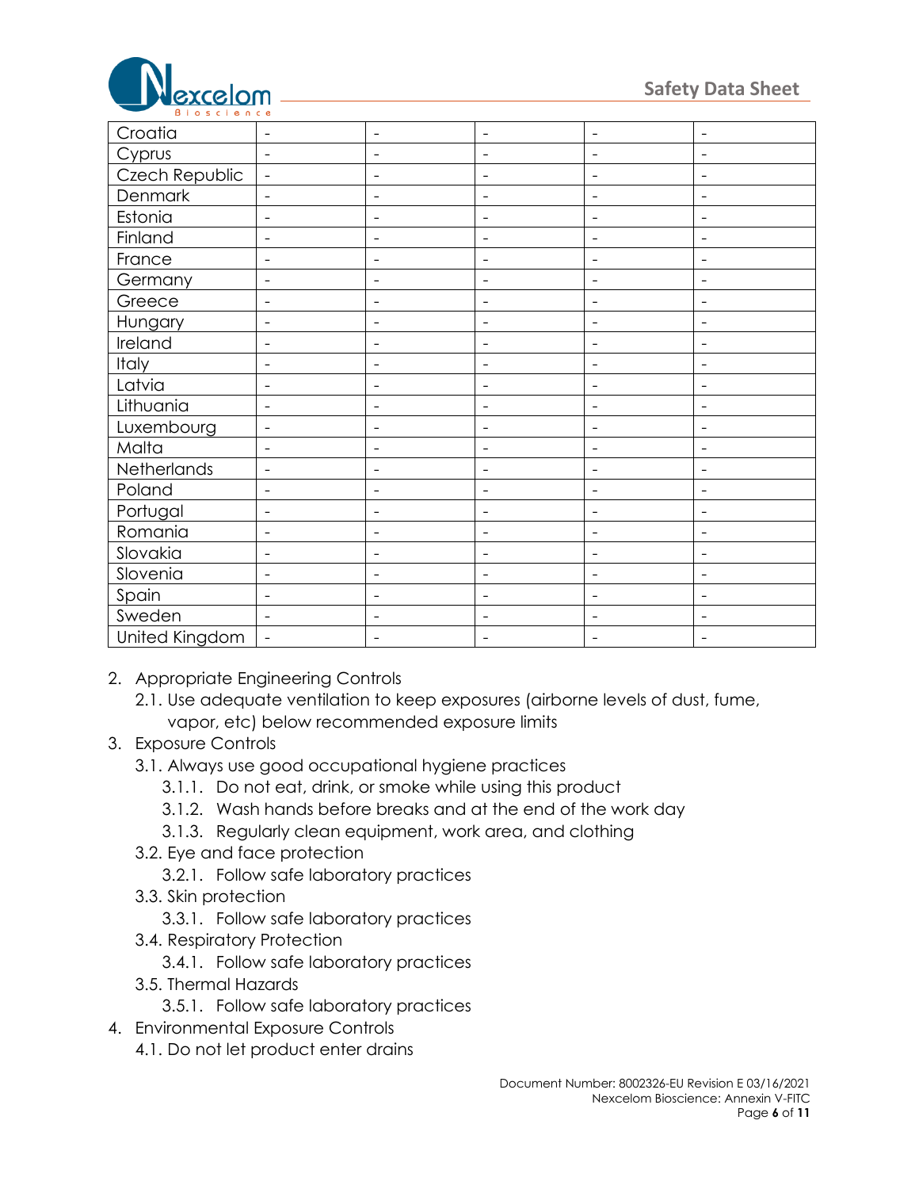| | | | | | |
|---|---|---|---|---|---|
| Croatia | - | - | - | - | - |
| Cyprus | - | - | - | - | - |
| Czech Republic | - | - | - | - | - |
| Denmark | - | - | - | - | - |
| Estonia | - | - | - | - | - |
| Finland | - | - | - | - | - |
| France | - | - | - | - | - |
| Germany | - | - | - | - | - |
| Greece | - | - | - | - | - |
| Hungary | - | - | - | - | - |
| Ireland | - | - | - | - | - |
| Italy | - | - | - | - | - |
| Latvia | - | - | - | - | - |
| Lithuania | - | - | - | - | - |
| Luxembourg | - | - | - | - | - |
| Malta | - | - | - | - | - |
| Netherlands | - | - | - | - | - |
| Poland | - | - | - | - | - |
| Portugal | - | - | - | - | - |
| Romania | - | - | - | - | - |
| Slovakia | - | - | - | - | - |
| Slovenia | - | - | - | - | - |
| Spain | - | - | - | - | - |
| Sweden | - | - | - | - | - |
| United Kingdom | - | - | - | - | - |

2. Appropriate Engineering Controls
   - 2.1. Use adequate ventilation to keep exposures (airborne levels of dust, fume, vapor, etc) below recommended exposure limits
3. Exposure Controls
   - 3.1. Always use good occupational hygiene practices
     - 3.1.1. Do not eat, drink, or smoke while using this product
     - 3.1.2. Wash hands before breaks and at the end of the work day
     - 3.1.3. Regularly clean equipment, work area, and clothing
   - 3.2. Eye and face protection
     - 3.2.1. Follow safe laboratory practices
   - 3.3. Skin protection
     - 3.3.1. Follow safe laboratory practices
   - 3.4. Respiratory Protection
     - 3.4.1. Follow safe laboratory practices
   - 3.5. Thermal Hazards
     - 3.5.1. Follow safe laboratory practices
4. Environmental Exposure Controls
   - 4.1. Do not let product enter drains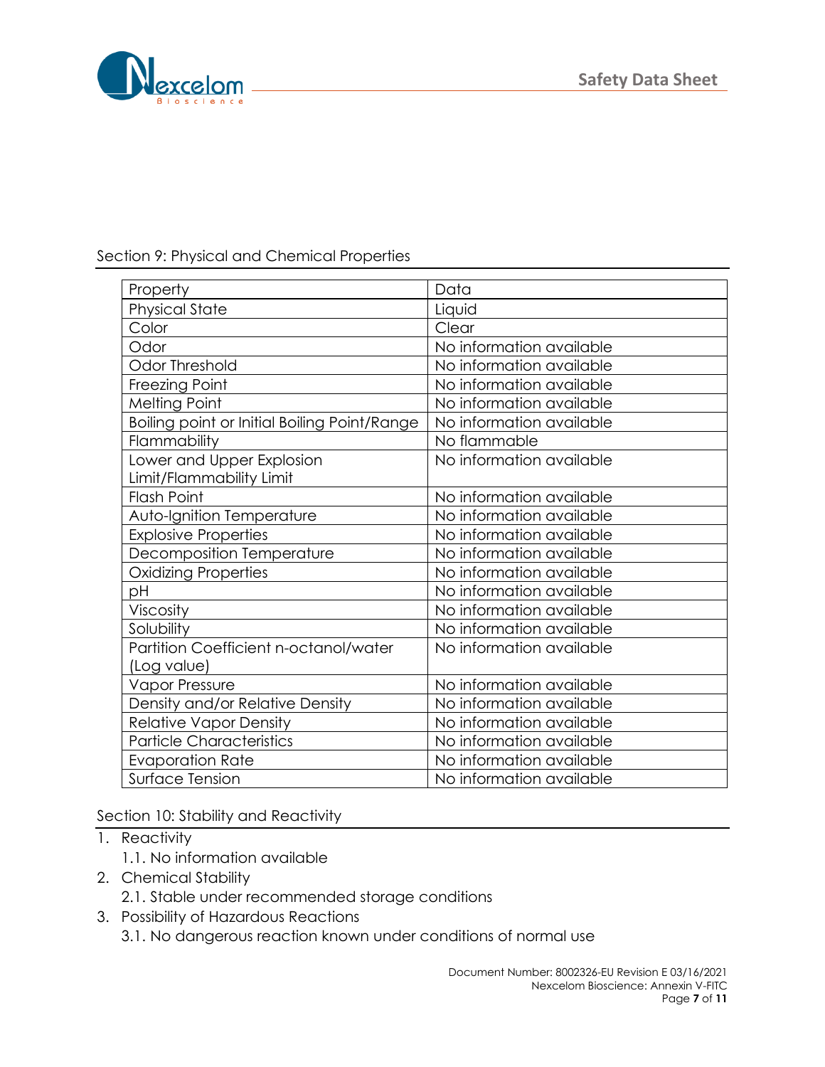## Section 9: Physical and Chemical Properties

| Property | Data |
|---|---|
| Physical State | Liquid |
| Color | Clear |
| Odor | No information available |
| Odor Threshold | No information available |
| Freezing Point | No information available |
| Melting Point | No information available |
| Boiling point or Initial Boiling Point/Range | No information available |
| Flammability | No flammable |
| Lower and Upper Explosion Limit/Flammability Limit | No information available |
| Flash Point | No information available |
| Auto-Ignition Temperature | No information available |
| Explosive Properties | No information available |
| Decomposition Temperature | No information available |
| Oxidizing Properties | No information available |
| pH | No information available |
| Viscosity | No information available |
| Solubility | No information available |
| Partition Coefficient n-octanol/water (Log value) | No information available |
| Vapor Pressure | No information available |
| Density and/or Relative Density | No information available |
| Relative Vapor Density | No information available |
| Particle Characteristics | No information available |
| Evaporation Rate | No information available |
| Surface Tension | No information available |

## Section 10: Stability and Reactivity

1. Reactivity
   1.1. No information available
2. Chemical Stability
   2.1. Stable under recommended storage conditions
3. Possibility of Hazardous Reactions
   3.1. No dangerous reaction known under conditions of normal use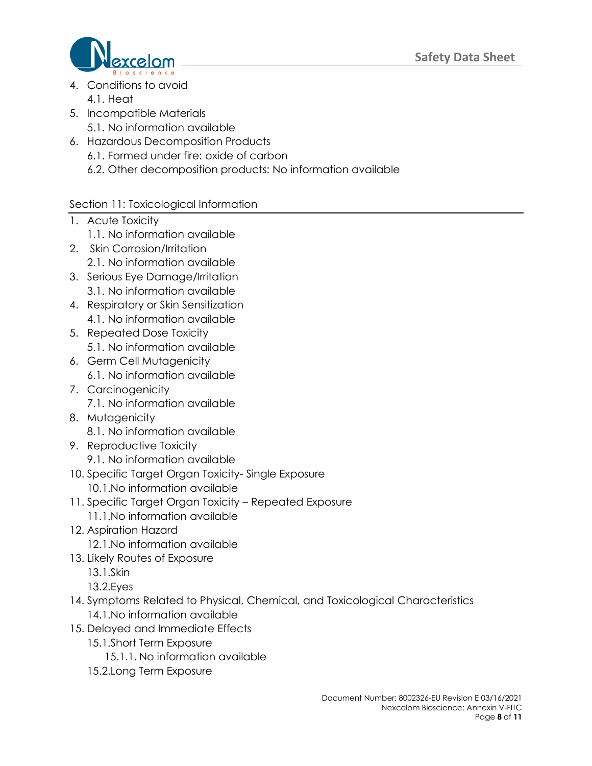4. Conditions to avoid
    4.1. Heat
5. Incompatible Materials
    5.1. No information available
6. Hazardous Decomposition Products
    6.1. Formed under fire: oxide of carbon
    6.2. Other decomposition products: No information available

## Section 11: Toxicological Information

1. Acute Toxicity
    1.1. No information available
2. Skin Corrosion/Irritation
    2.1. No information available
3. Serious Eye Damage/Irritation
    3.1. No information available
4. Respiratory or Skin Sensitization
    4.1. No information available
5. Repeated Dose Toxicity
    5.1. No information available
6. Germ Cell Mutagenicity
    6.1. No information available
7. Carcinogenicity
    7.1. No information available
8. Mutagenicity
    8.1. No information available
9. Reproductive Toxicity
    9.1. No information available
10. Specific Target Organ Toxicity- Single Exposure
    10.1. No information available
11. Specific Target Organ Toxicity – Repeated Exposure
    11.1. No information available
12. Aspiration Hazard
    12.1. No information available
13. Likely Routes of Exposure
    13.1. Skin
    13.2. Eyes
14. Symptoms Related to Physical, Chemical, and Toxicological Characteristics
    14.1. No information available
15. Delayed and Immediate Effects
    15.1. Short Term Exposure
        15.1.1. No information available
    15.2. Long Term Exposure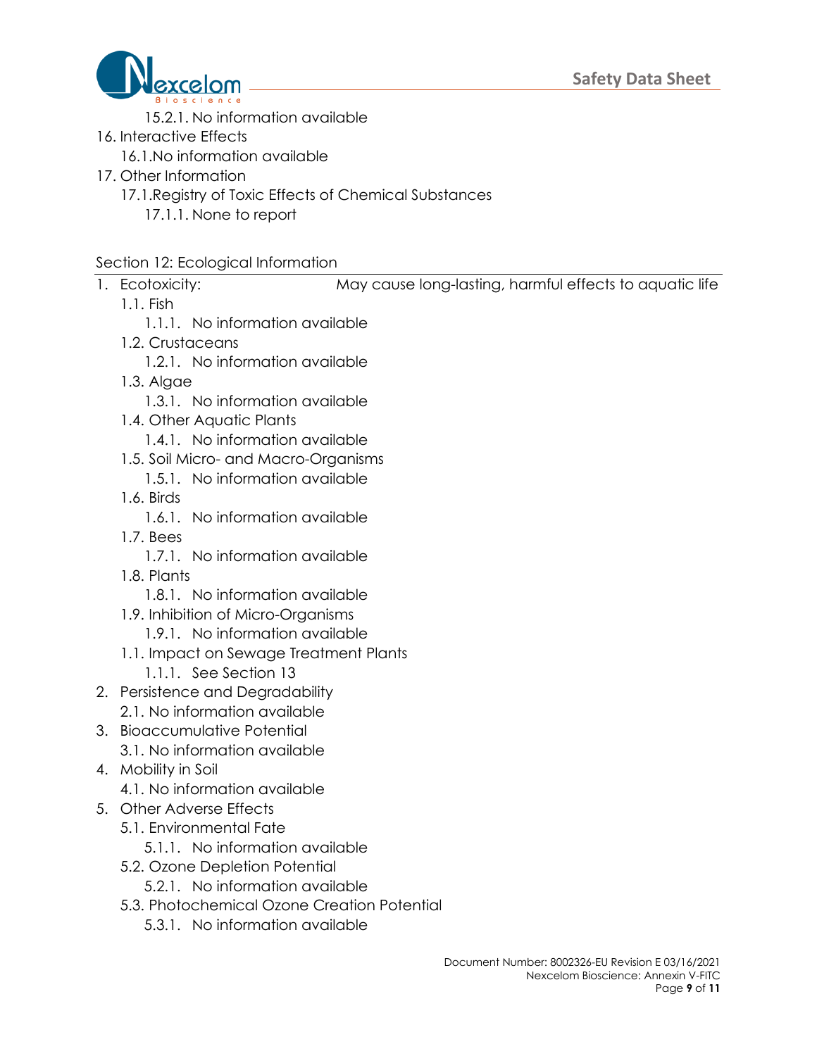15.2.1. No information available

16. Interactive Effects
    16.1. No information available
17. Other Information
    17.1. Registry of Toxic Effects of Chemical Substances
        17.1.1. None to report

## Section 12: Ecological Information

1. Ecotoxicity: May cause long-lasting, harmful effects to aquatic life
    1.1. Fish
        1.1.1. No information available
    1.2. Crustaceans
        1.2.1. No information available
    1.3. Algae
        1.3.1. No information available
    1.4. Other Aquatic Plants
        1.4.1. No information available
    1.5. Soil Micro- and Macro-Organisms
        1.5.1. No information available
    1.6. Birds
        1.6.1. No information available
    1.7. Bees
        1.7.1. No information available
    1.8. Plants
        1.8.1. No information available
    1.9. Inhibition of Micro-Organisms
        1.9.1. No information available
    1.1. Impact on Sewage Treatment Plants
        1.1.1. See Section 13
2. Persistence and Degradability
    2.1. No information available
3. Bioaccumulative Potential
    3.1. No information available
4. Mobility in Soil
    4.1. No information available
5. Other Adverse Effects
    5.1. Environmental Fate
        5.1.1. No information available
    5.2. Ozone Depletion Potential
        5.2.1. No information available
    5.3. Photochemical Ozone Creation Potential
        5.3.1. No information available

Document Number: 8002326-EU Revision E 03/16/2021
Nexcelom Bioscience: Annexin V-FITC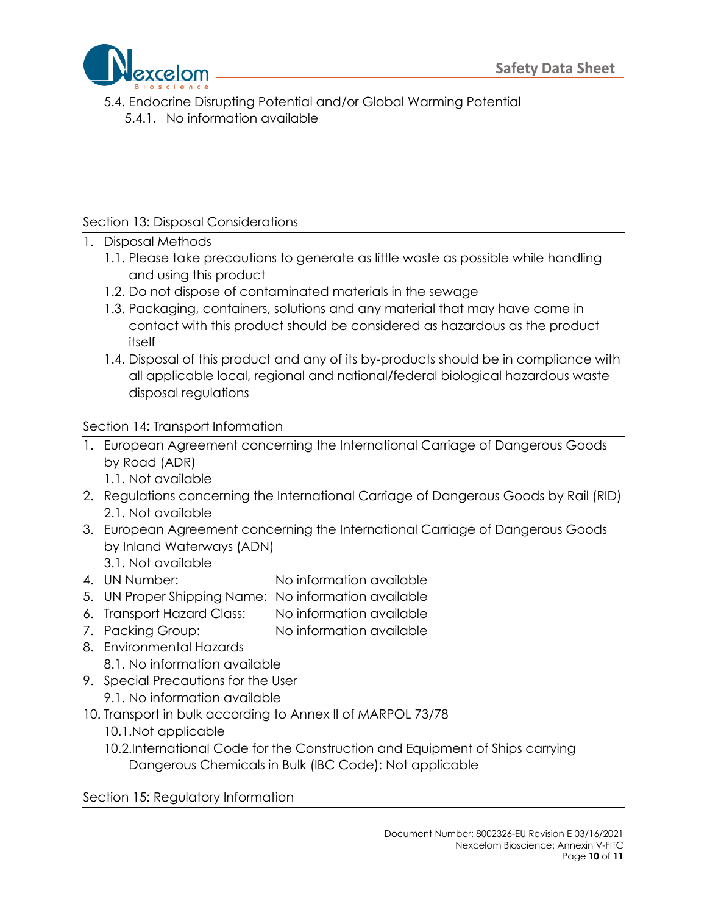5.4. Endocrine Disrupting Potential and/or Global Warming Potential

5.4.1. No information available

## Section 13: Disposal Considerations

1. Disposal Methods
   1.1. Please take precautions to generate as little waste as possible while handling and using this product
   1.2. Do not dispose of contaminated materials in the sewage
   1.3. Packaging, containers, solutions and any material that may have come in contact with this product should be considered as hazardous as the product itself
   1.4. Disposal of this product and any of its by-products should be in compliance with all applicable local, regional and national/federal biological hazardous waste disposal regulations

## Section 14: Transport Information

1. European Agreement concerning the International Carriage of Dangerous Goods by Road (ADR)
   1.1. Not available
2. Regulations concerning the International Carriage of Dangerous Goods by Rail (RID)
   2.1. Not available
3. European Agreement concerning the International Carriage of Dangerous Goods by Inland Waterways (ADN)
   3.1. Not available
4. UN Number: No information available
5. UN Proper Shipping Name: No information available
6. Transport Hazard Class: No information available
7. Packing Group: No information available
8. Environmental Hazards
   8.1. No information available
9. Special Precautions for the User
   9.1. No information available
10. Transport in bulk according to Annex II of MARPOL 73/78
    10.1. Not applicable
    10.2. International Code for the Construction and Equipment of Ships carrying Dangerous Chemicals in Bulk (IBC Code): Not applicable

## Section 15: Regulatory Information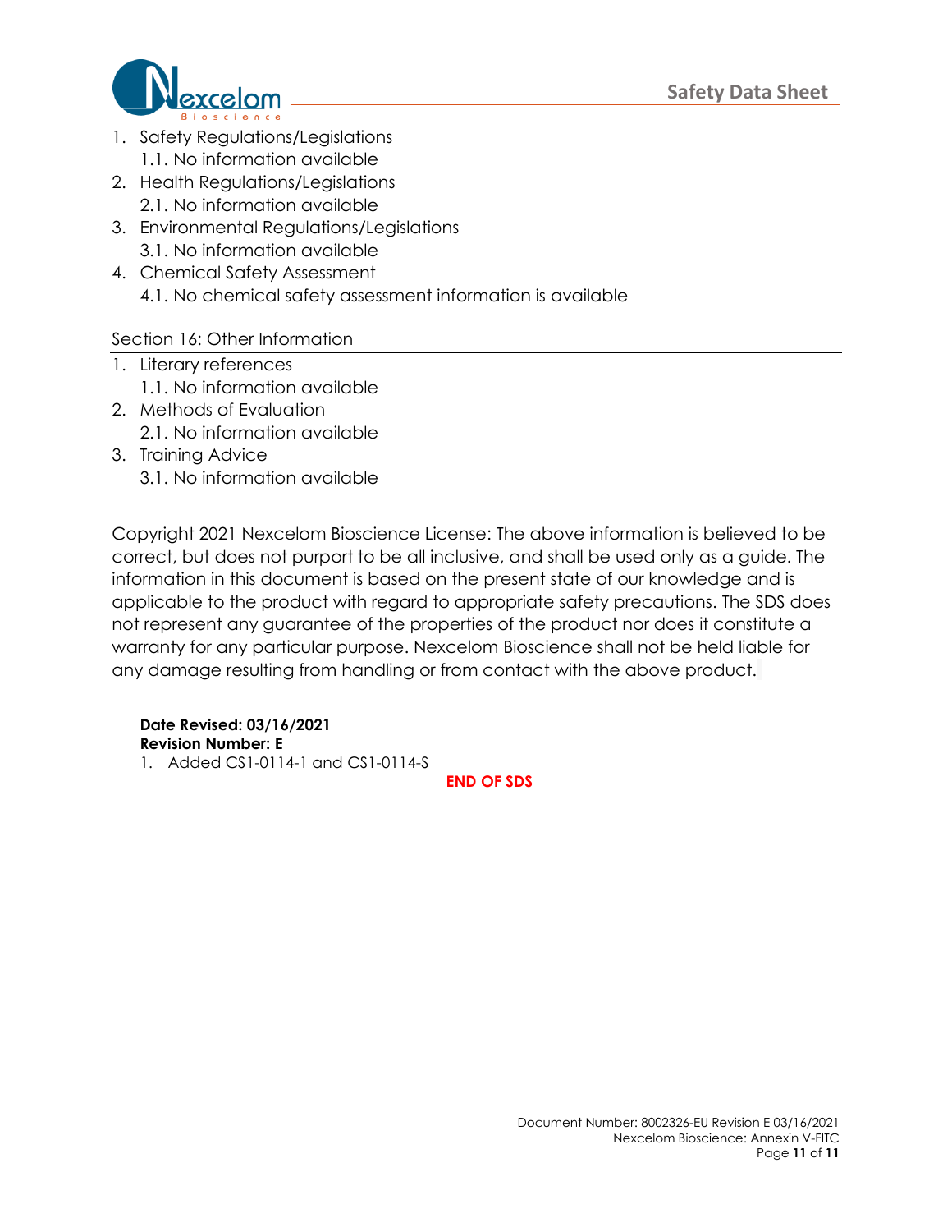1. Safety Regulations/Legislations
   1.1. No information available
2. Health Regulations/Legislations
   2.1. No information available
3. Environmental Regulations/Legislations
   3.1. No information available
4. Chemical Safety Assessment
   4.1. No chemical safety assessment information is available

## Section 16: Other Information

1. Literary references
   1.1. No information available
2. Methods of Evaluation
   2.1. No information available
3. Training Advice
   3.1. No information available

Copyright 2021 Nexcelom Bioscience License: The above information is believed to be correct, but does not purport to be all inclusive, and shall be used only as a guide. The information in this document is based on the present state of our knowledge and is applicable to the product with regard to appropriate safety precautions. The SDS does not represent any guarantee of the properties of the product nor does it constitute a warranty for any particular purpose. Nexcelom Bioscience shall not be held liable for any damage resulting from handling or from contact with the above product.

**Date Revised: 03/16/2021**
**Revision Number: E**

1. Added CS1-0114-1 and CS1-0114-S

**END OF SDS**